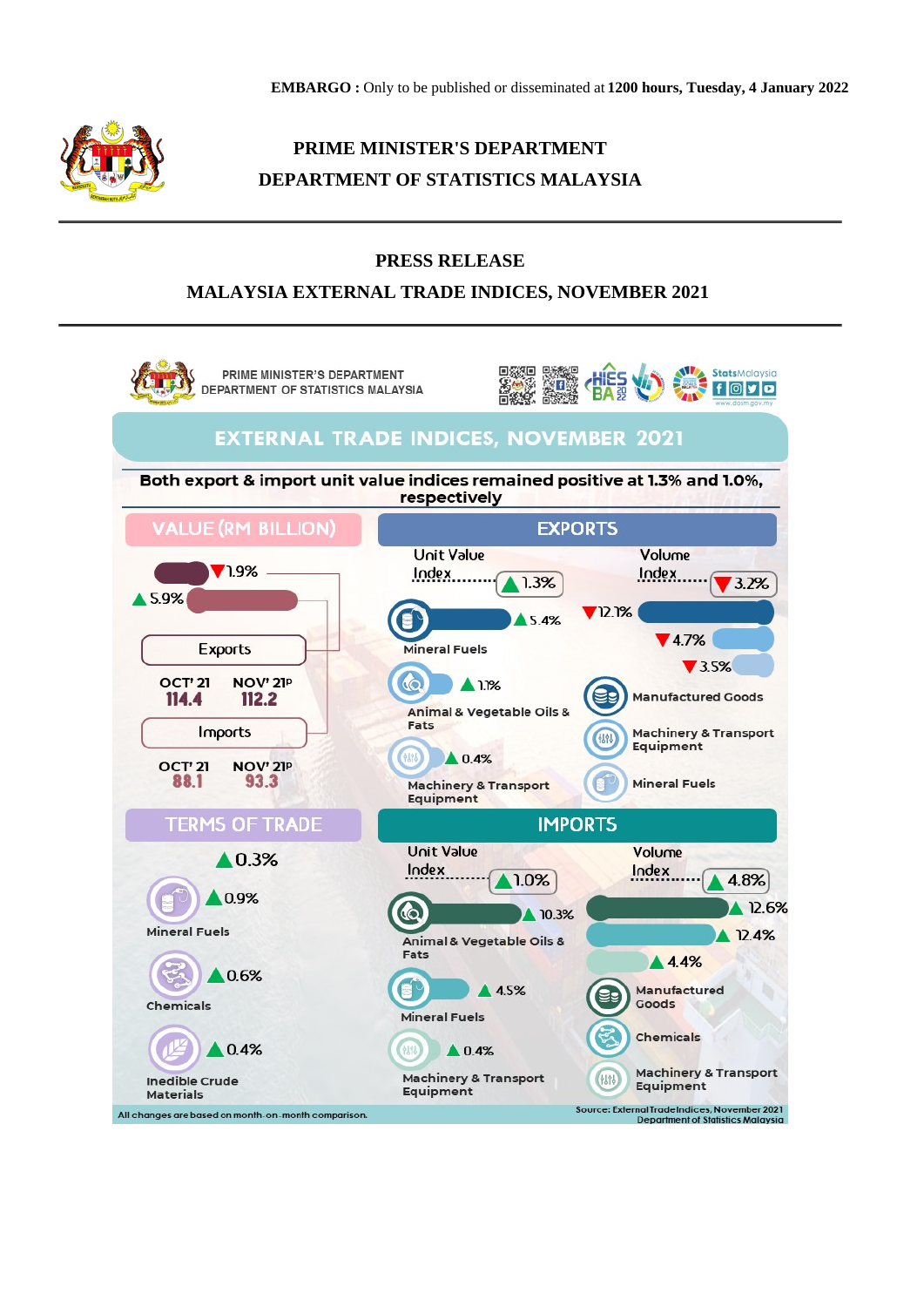**EMBARGO :** Only to be published or disseminated at **1200 hours, Tuesday, 4 January 2022**

# PRIME MINISTER'S DEPARTMENT
# DEPARTMENT OF STATISTICS MALAYSIA

## PRESS RELEASE
## MALAYSIA EXTERNAL TRADE INDICES, NOVEMBER 2021

PRIME MINISTER'S DEPARTMENT
DEPARTMENT OF STATISTICS MALAYSIA

### EXTERNAL TRADE INDICES, NOVEMBER 2021

**Both export & import unit value indices remained positive at 1.3% and 1.0%, respectively**

#### VALUE (RM BILLION)

Exports ▼1.9%

| OCT' 21 | NOV' 21P |
|---|---|
| 114.4 | 112.2 |

Imports ▲5.9%

| OCT' 21 | NOV' 21P |
|---|---|
| 88.1 | 93.3 |

#### EXPORTS

Unit Value Index ▲1.3%

- Mineral Fuels ▲5.4%
- Animal & Vegetable Oils & Fats ▲1.1%
- Machinery & Transport Equipment ▲0.4%

Volume Index ▼3.2%

- Manufactured Goods ▼12.1%
- Machinery & Transport Equipment ▼4.7%
- Mineral Fuels ▼3.5%

#### TERMS OF TRADE

▲0.3%

- Mineral Fuels ▲0.9%
- Chemicals ▲0.6%
- Inedible Crude Materials ▲0.4%

#### IMPORTS

Unit Value Index ▲1.0%

- Animal & Vegetable Oils & Fats ▲10.3%
- Mineral Fuels ▲4.5%
- Machinery & Transport Equipment ▲0.4%

Volume Index ▲4.8%

- Manufactured Goods ▲12.6%
- Chemicals ▲12.4%
- Machinery & Transport Equipment ▲4.4%

All changes are based on month-on-month comparison.

Source: External Trade Indices, November 2021
Department of Statistics Malaysia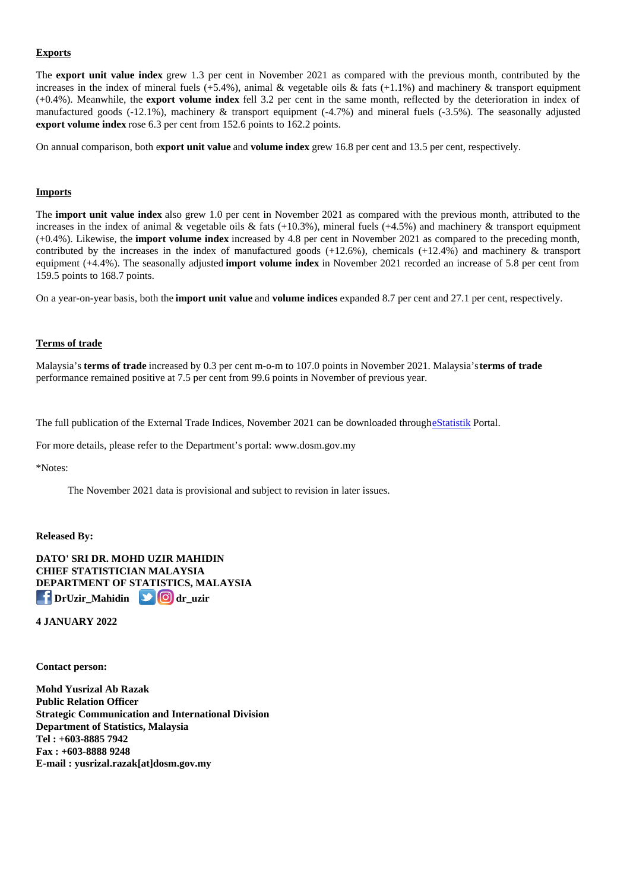**Exports**

The **export unit value index** grew 1.3 per cent in November 2021 as compared with the previous month, contributed by the increases in the index of mineral fuels (+5.4%), animal & vegetable oils & fats (+1.1%) and machinery & transport equipment (+0.4%). Meanwhile, the **export volume index** fell 3.2 per cent in the same month, reflected by the deterioration in index of manufactured goods (-12.1%), machinery & transport equipment (-4.7%) and mineral fuels (-3.5%). The seasonally adjusted **export volume index** rose 6.3 per cent from 152.6 points to 162.2 points.

On annual comparison, both **export unit value** and **volume index** grew 16.8 per cent and 13.5 per cent, respectively.

**Imports**

The **import unit value index** also grew 1.0 per cent in November 2021 as compared with the previous month, attributed to the increases in the index of animal & vegetable oils & fats (+10.3%), mineral fuels (+4.5%) and machinery & transport equipment (+0.4%). Likewise, the **import volume index** increased by 4.8 per cent in November 2021 as compared to the preceding month, contributed by the increases in the index of manufactured goods (+12.6%), chemicals (+12.4%) and machinery & transport equipment (+4.4%). The seasonally adjusted **import volume index** in November 2021 recorded an increase of 5.8 per cent from 159.5 points to 168.7 points.

On a year-on-year basis, both the **import unit value** and **volume indices** expanded 8.7 per cent and 27.1 per cent, respectively.

**Terms of trade**

Malaysia's **terms of trade** increased by 0.3 per cent m-o-m to 107.0 points in November 2021. Malaysia's **terms of trade** performance remained positive at 7.5 per cent from 99.6 points in November of previous year.

The full publication of the External Trade Indices, November 2021 can be downloaded through eStatistik Portal.

For more details, please refer to the Department's portal: www.dosm.gov.my

*Notes:

The November 2021 data is provisional and subject to revision in later issues.

**Released By:**

**DATO' SRI DR. MOHD UZIR MAHIDIN**
**CHIEF STATISTICIAN MALAYSIA**
**DEPARTMENT OF STATISTICS, MALAYSIA**
**DrUzir_Mahidin** **dr_uzir**

**4 JANUARY 2022**

**Contact person:**

**Mohd Yusrizal Ab Razak**
**Public Relation Officer**
**Strategic Communication and International Division**
**Department of Statistics, Malaysia**
**Tel : +603-8885 7942**
**Fax : +603-8888 9248**
**E-mail : yusrizal.razak[at]dosm.gov.my**